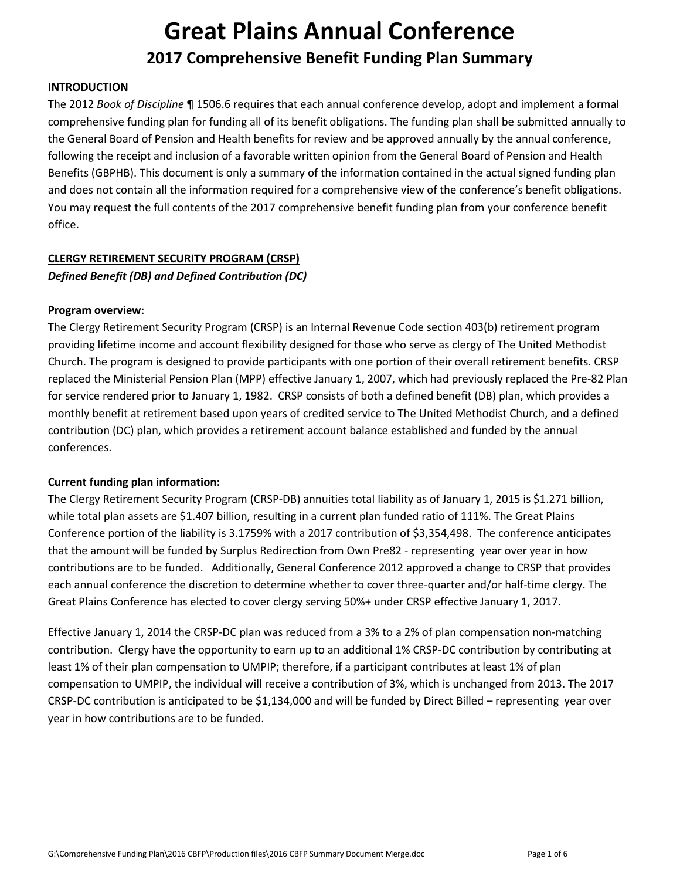# Great Plains Annual Conference

## 2017 Comprehensive Benefit Funding Plan Summary

**INTRODUCTION**

The 2012 *Book of Discipline* ¶ 1506.6 requires that each annual conference develop, adopt and implement a formal comprehensive funding plan for funding all of its benefit obligations. The funding plan shall be submitted annually to the General Board of Pension and Health benefits for review and be approved annually by the annual conference, following the receipt and inclusion of a favorable written opinion from the General Board of Pension and Health Benefits (GBPHB). This document is only a summary of the information contained in the actual signed funding plan and does not contain all the information required for a comprehensive view of the conference's benefit obligations. You may request the full contents of the 2017 comprehensive benefit funding plan from your conference benefit office.

**CLERGY RETIREMENT SECURITY PROGRAM (CRSP)**

***Defined Benefit (DB) and Defined Contribution (DC)***

**Program overview**:

The Clergy Retirement Security Program (CRSP) is an Internal Revenue Code section 403(b) retirement program providing lifetime income and account flexibility designed for those who serve as clergy of The United Methodist Church. The program is designed to provide participants with one portion of their overall retirement benefits. CRSP replaced the Ministerial Pension Plan (MPP) effective January 1, 2007, which had previously replaced the Pre-82 Plan for service rendered prior to January 1, 1982. CRSP consists of both a defined benefit (DB) plan, which provides a monthly benefit at retirement based upon years of credited service to The United Methodist Church, and a defined contribution (DC) plan, which provides a retirement account balance established and funded by the annual conferences.

**Current funding plan information:**

The Clergy Retirement Security Program (CRSP-DB) annuities total liability as of January 1, 2015 is $1.271 billion, while total plan assets are $1.407 billion, resulting in a current plan funded ratio of 111%. The Great Plains Conference portion of the liability is 3.1759% with a 2017 contribution of $3,354,498. The conference anticipates that the amount will be funded by Surplus Redirection from Own Pre82 - representing year over year in how contributions are to be funded. Additionally, General Conference 2012 approved a change to CRSP that provides each annual conference the discretion to determine whether to cover three-quarter and/or half-time clergy. The Great Plains Conference has elected to cover clergy serving 50%+ under CRSP effective January 1, 2017.

Effective January 1, 2014 the CRSP-DC plan was reduced from a 3% to a 2% of plan compensation non-matching contribution. Clergy have the opportunity to earn up to an additional 1% CRSP-DC contribution by contributing at least 1% of their plan compensation to UMPIP; therefore, if a participant contributes at least 1% of plan compensation to UMPIP, the individual will receive a contribution of 3%, which is unchanged from 2013. The 2017 CRSP-DC contribution is anticipated to be $1,134,000 and will be funded by Direct Billed – representing year over year in how contributions are to be funded.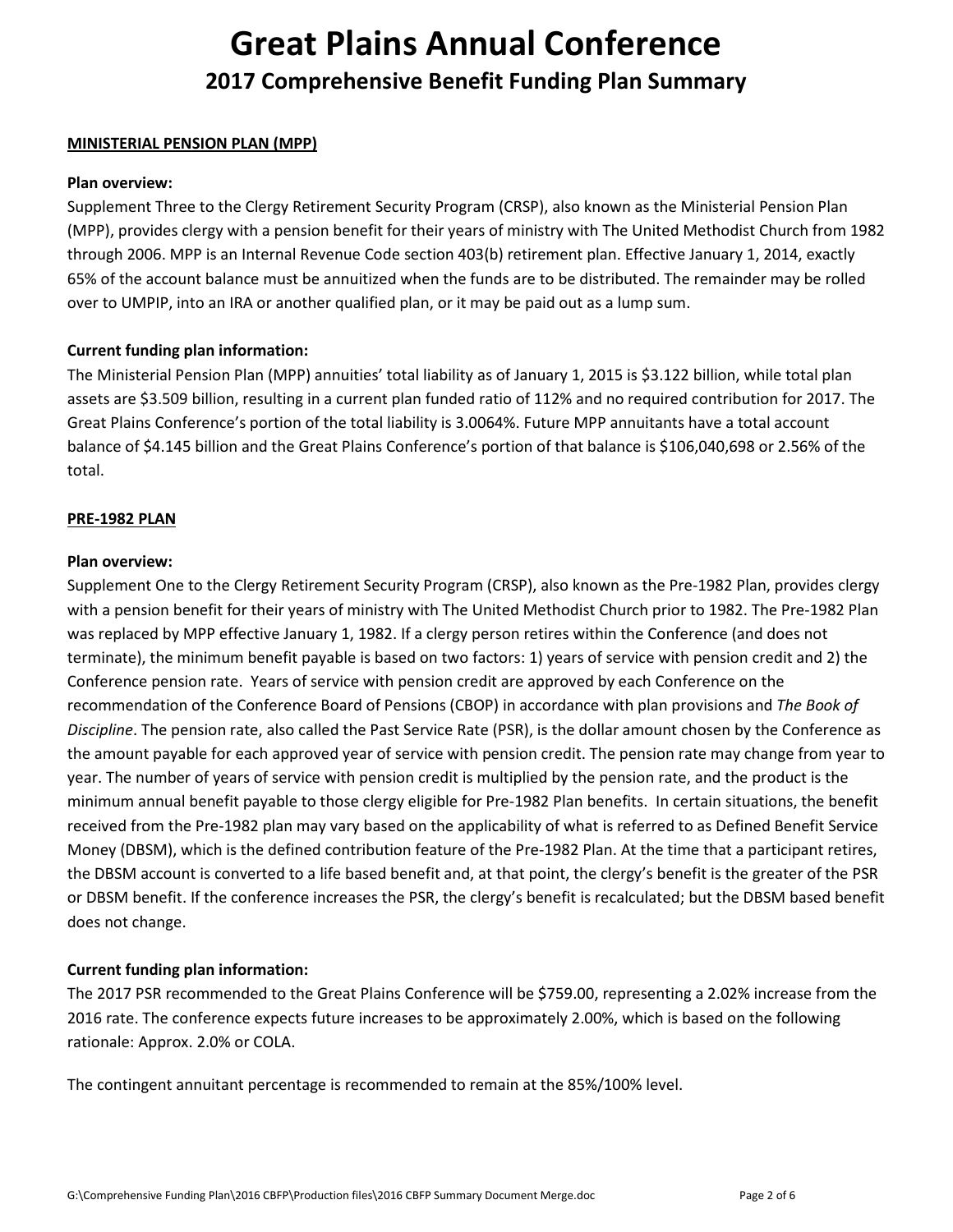# Great Plains Annual Conference

## 2017 Comprehensive Benefit Funding Plan Summary

**MINISTERIAL PENSION PLAN (MPP)**

**Plan overview:**

Supplement Three to the Clergy Retirement Security Program (CRSP), also known as the Ministerial Pension Plan (MPP), provides clergy with a pension benefit for their years of ministry with The United Methodist Church from 1982 through 2006. MPP is an Internal Revenue Code section 403(b) retirement plan. Effective January 1, 2014, exactly 65% of the account balance must be annuitized when the funds are to be distributed. The remainder may be rolled over to UMPIP, into an IRA or another qualified plan, or it may be paid out as a lump sum.

**Current funding plan information:**

The Ministerial Pension Plan (MPP) annuities' total liability as of January 1, 2015 is $3.122 billion, while total plan assets are $3.509 billion, resulting in a current plan funded ratio of 112% and no required contribution for 2017. The Great Plains Conference's portion of the total liability is 3.0064%. Future MPP annuitants have a total account balance of $4.145 billion and the Great Plains Conference's portion of that balance is $106,040,698 or 2.56% of the total.

**PRE-1982 PLAN**

**Plan overview:**

Supplement One to the Clergy Retirement Security Program (CRSP), also known as the Pre-1982 Plan, provides clergy with a pension benefit for their years of ministry with The United Methodist Church prior to 1982. The Pre-1982 Plan was replaced by MPP effective January 1, 1982. If a clergy person retires within the Conference (and does not terminate), the minimum benefit payable is based on two factors: 1) years of service with pension credit and 2) the Conference pension rate. Years of service with pension credit are approved by each Conference on the recommendation of the Conference Board of Pensions (CBOP) in accordance with plan provisions and *The Book of Discipline*. The pension rate, also called the Past Service Rate (PSR), is the dollar amount chosen by the Conference as the amount payable for each approved year of service with pension credit. The pension rate may change from year to year. The number of years of service with pension credit is multiplied by the pension rate, and the product is the minimum annual benefit payable to those clergy eligible for Pre-1982 Plan benefits. In certain situations, the benefit received from the Pre-1982 plan may vary based on the applicability of what is referred to as Defined Benefit Service Money (DBSM), which is the defined contribution feature of the Pre-1982 Plan. At the time that a participant retires, the DBSM account is converted to a life based benefit and, at that point, the clergy's benefit is the greater of the PSR or DBSM benefit. If the conference increases the PSR, the clergy's benefit is recalculated; but the DBSM based benefit does not change.

**Current funding plan information:**

The 2017 PSR recommended to the Great Plains Conference will be $759.00, representing a 2.02% increase from the 2016 rate. The conference expects future increases to be approximately 2.00%, which is based on the following rationale: Approx. 2.0% or COLA.

The contingent annuitant percentage is recommended to remain at the 85%/100% level.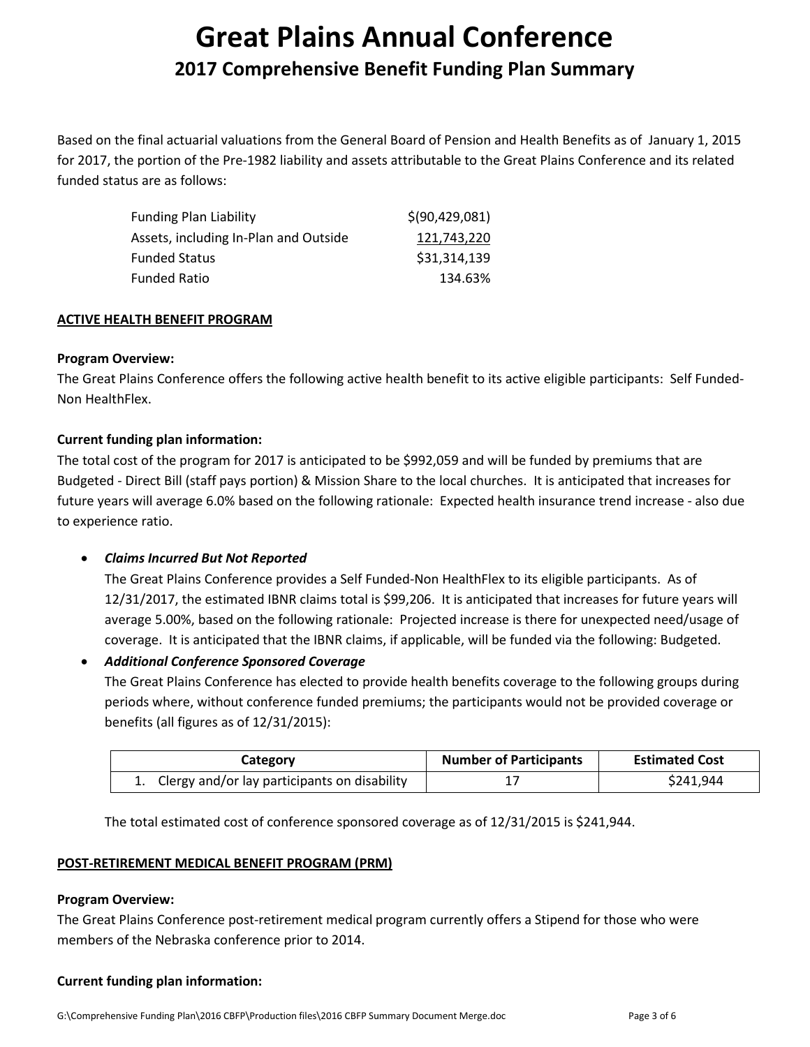# Great Plains Annual Conference

## 2017 Comprehensive Benefit Funding Plan Summary

Based on the final actuarial valuations from the General Board of Pension and Health Benefits as of January 1, 2015 for 2017, the portion of the Pre-1982 liability and assets attributable to the Great Plains Conference and its related funded status are as follows:

| | |
|---|---|
| Funding Plan Liability | $(90,429,081) |
| Assets, including In-Plan and Outside | 121,743,220 |
| Funded Status | $31,314,139 |
| Funded Ratio | 134.63% |

**ACTIVE HEALTH BENEFIT PROGRAM**

**Program Overview:**

The Great Plains Conference offers the following active health benefit to its active eligible participants: Self Funded-Non HealthFlex.

**Current funding plan information:**

The total cost of the program for 2017 is anticipated to be $992,059 and will be funded by premiums that are Budgeted - Direct Bill (staff pays portion) & Mission Share to the local churches. It is anticipated that increases for future years will average 6.0% based on the following rationale: Expected health insurance trend increase - also due to experience ratio.

- ***Claims Incurred But Not Reported***

  The Great Plains Conference provides a Self Funded-Non HealthFlex to its eligible participants. As of 12/31/2017, the estimated IBNR claims total is $99,206. It is anticipated that increases for future years will average 5.00%, based on the following rationale: Projected increase is there for unexpected need/usage of coverage. It is anticipated that the IBNR claims, if applicable, will be funded via the following: Budgeted.

- ***Additional Conference Sponsored Coverage***

  The Great Plains Conference has elected to provide health benefits coverage to the following groups during periods where, without conference funded premiums; the participants would not be provided coverage or benefits (all figures as of 12/31/2015):

  | Category | Number of Participants | Estimated Cost |
  |---|---|---|
  | 1. Clergy and/or lay participants on disability | 17 | $241,944 |

  The total estimated cost of conference sponsored coverage as of 12/31/2015 is $241,944.

**POST-RETIREMENT MEDICAL BENEFIT PROGRAM (PRM)**

**Program Overview:**

The Great Plains Conference post-retirement medical program currently offers a Stipend for those who were members of the Nebraska conference prior to 2014.

**Current funding plan information:**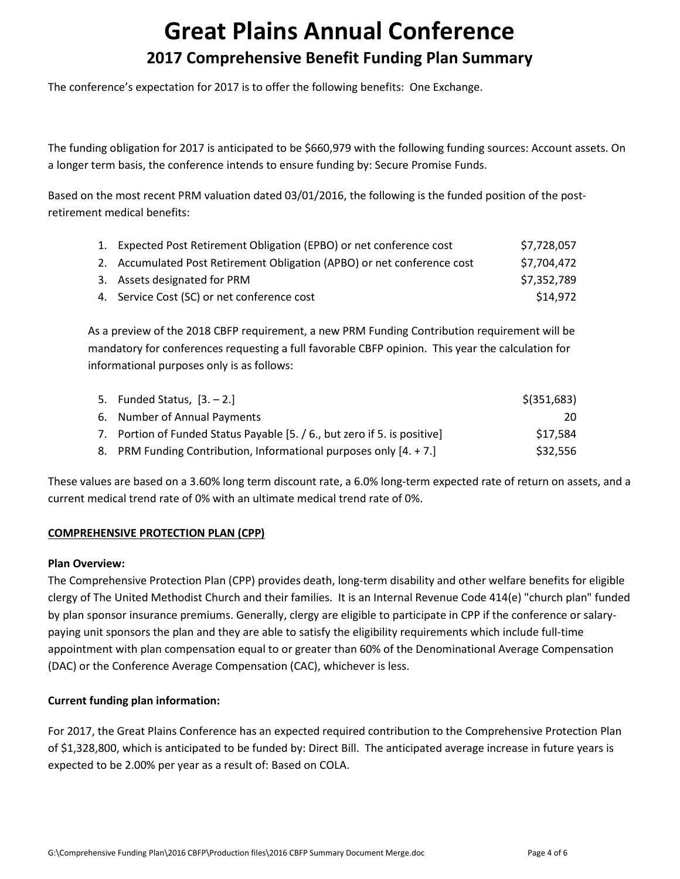# Great Plains Annual Conference

## 2017 Comprehensive Benefit Funding Plan Summary

The conference's expectation for 2017 is to offer the following benefits: One Exchange.

The funding obligation for 2017 is anticipated to be $660,979 with the following funding sources: Account assets. On a longer term basis, the conference intends to ensure funding by: Secure Promise Funds.

Based on the most recent PRM valuation dated 03/01/2016, the following is the funded position of the post-retirement medical benefits:

| | |
|---|---|
| 1. Expected Post Retirement Obligation (EPBO) or net conference cost | $7,728,057 |
| 2. Accumulated Post Retirement Obligation (APBO) or net conference cost | $7,704,472 |
| 3. Assets designated for PRM | $7,352,789 |
| 4. Service Cost (SC) or net conference cost | $14,972 |

As a preview of the 2018 CBFP requirement, a new PRM Funding Contribution requirement will be mandatory for conferences requesting a full favorable CBFP opinion. This year the calculation for informational purposes only is as follows:

| | |
|---|---|
| 5. Funded Status, [3. – 2.] | $(351,683) |
| 6. Number of Annual Payments | 20 |
| 7. Portion of Funded Status Payable [5. / 6., but zero if 5. is positive] | $17,584 |
| 8. PRM Funding Contribution, Informational purposes only [4. + 7.] | $32,556 |

These values are based on a 3.60% long term discount rate, a 6.0% long-term expected rate of return on assets, and a current medical trend rate of 0% with an ultimate medical trend rate of 0%.

**COMPREHENSIVE PROTECTION PLAN (CPP)**

**Plan Overview:**

The Comprehensive Protection Plan (CPP) provides death, long-term disability and other welfare benefits for eligible clergy of The United Methodist Church and their families. It is an Internal Revenue Code 414(e) "church plan" funded by plan sponsor insurance premiums. Generally, clergy are eligible to participate in CPP if the conference or salary-paying unit sponsors the plan and they are able to satisfy the eligibility requirements which include full-time appointment with plan compensation equal to or greater than 60% of the Denominational Average Compensation (DAC) or the Conference Average Compensation (CAC), whichever is less.

**Current funding plan information:**

For 2017, the Great Plains Conference has an expected required contribution to the Comprehensive Protection Plan of $1,328,800, which is anticipated to be funded by: Direct Bill. The anticipated average increase in future years is expected to be 2.00% per year as a result of: Based on COLA.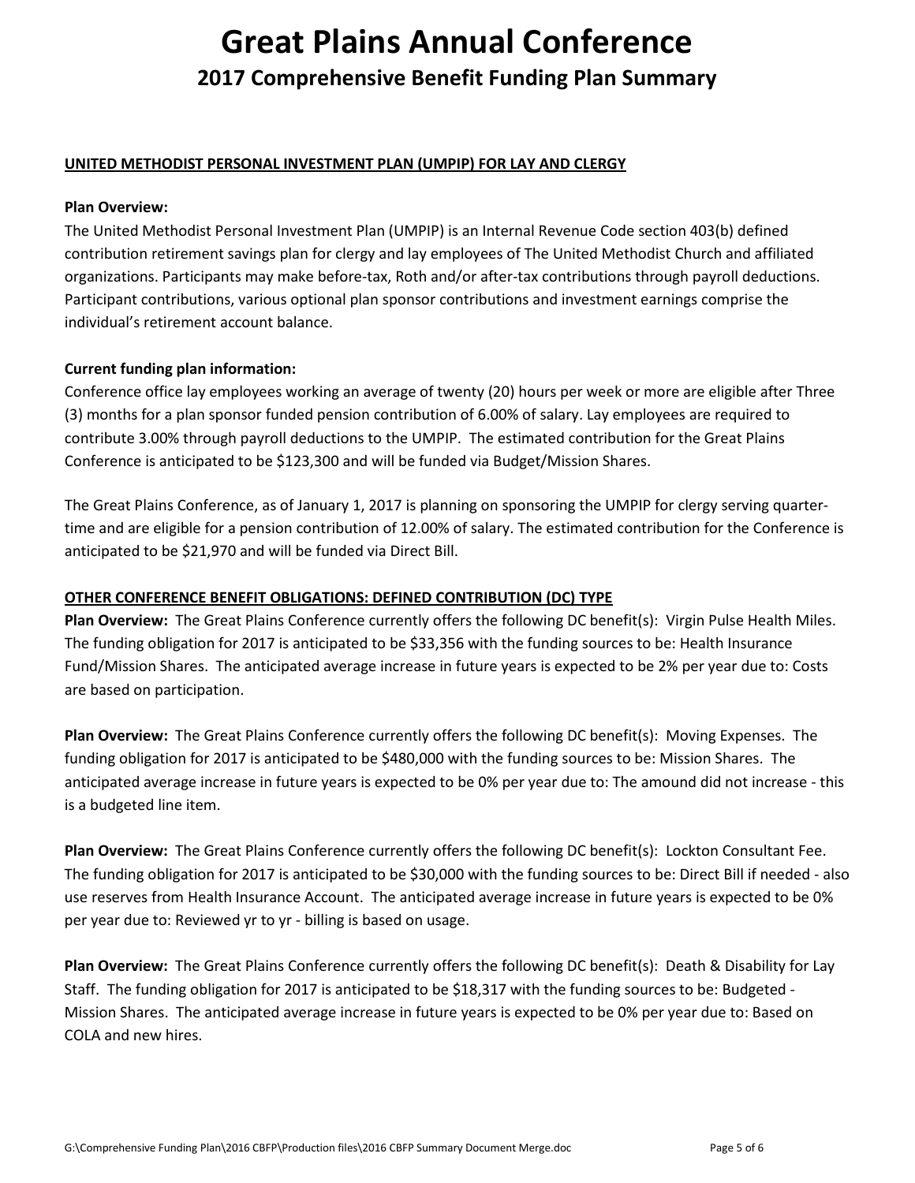# Great Plains Annual Conference

## 2017 Comprehensive Benefit Funding Plan Summary

**UNITED METHODIST PERSONAL INVESTMENT PLAN (UMPIP) FOR LAY AND CLERGY**

**Plan Overview:**
The United Methodist Personal Investment Plan (UMPIP) is an Internal Revenue Code section 403(b) defined contribution retirement savings plan for clergy and lay employees of The United Methodist Church and affiliated organizations. Participants may make before-tax, Roth and/or after-tax contributions through payroll deductions. Participant contributions, various optional plan sponsor contributions and investment earnings comprise the individual's retirement account balance.

**Current funding plan information:**
Conference office lay employees working an average of twenty (20) hours per week or more are eligible after Three (3) months for a plan sponsor funded pension contribution of 6.00% of salary. Lay employees are required to contribute 3.00% through payroll deductions to the UMPIP. The estimated contribution for the Great Plains Conference is anticipated to be $123,300 and will be funded via Budget/Mission Shares.

The Great Plains Conference, as of January 1, 2017 is planning on sponsoring the UMPIP for clergy serving quarter-time and are eligible for a pension contribution of 12.00% of salary. The estimated contribution for the Conference is anticipated to be $21,970 and will be funded via Direct Bill.

**OTHER CONFERENCE BENEFIT OBLIGATIONS: DEFINED CONTRIBUTION (DC) TYPE**

**Plan Overview:** The Great Plains Conference currently offers the following DC benefit(s): Virgin Pulse Health Miles. The funding obligation for 2017 is anticipated to be $33,356 with the funding sources to be: Health Insurance Fund/Mission Shares. The anticipated average increase in future years is expected to be 2% per year due to: Costs are based on participation.

**Plan Overview:** The Great Plains Conference currently offers the following DC benefit(s): Moving Expenses. The funding obligation for 2017 is anticipated to be $480,000 with the funding sources to be: Mission Shares. The anticipated average increase in future years is expected to be 0% per year due to: The amound did not increase - this is a budgeted line item.

**Plan Overview:** The Great Plains Conference currently offers the following DC benefit(s): Lockton Consultant Fee. The funding obligation for 2017 is anticipated to be $30,000 with the funding sources to be: Direct Bill if needed - also use reserves from Health Insurance Account. The anticipated average increase in future years is expected to be 0% per year due to: Reviewed yr to yr - billing is based on usage.

**Plan Overview:** The Great Plains Conference currently offers the following DC benefit(s): Death & Disability for Lay Staff. The funding obligation for 2017 is anticipated to be $18,317 with the funding sources to be: Budgeted - Mission Shares. The anticipated average increase in future years is expected to be 0% per year due to: Based on COLA and new hires.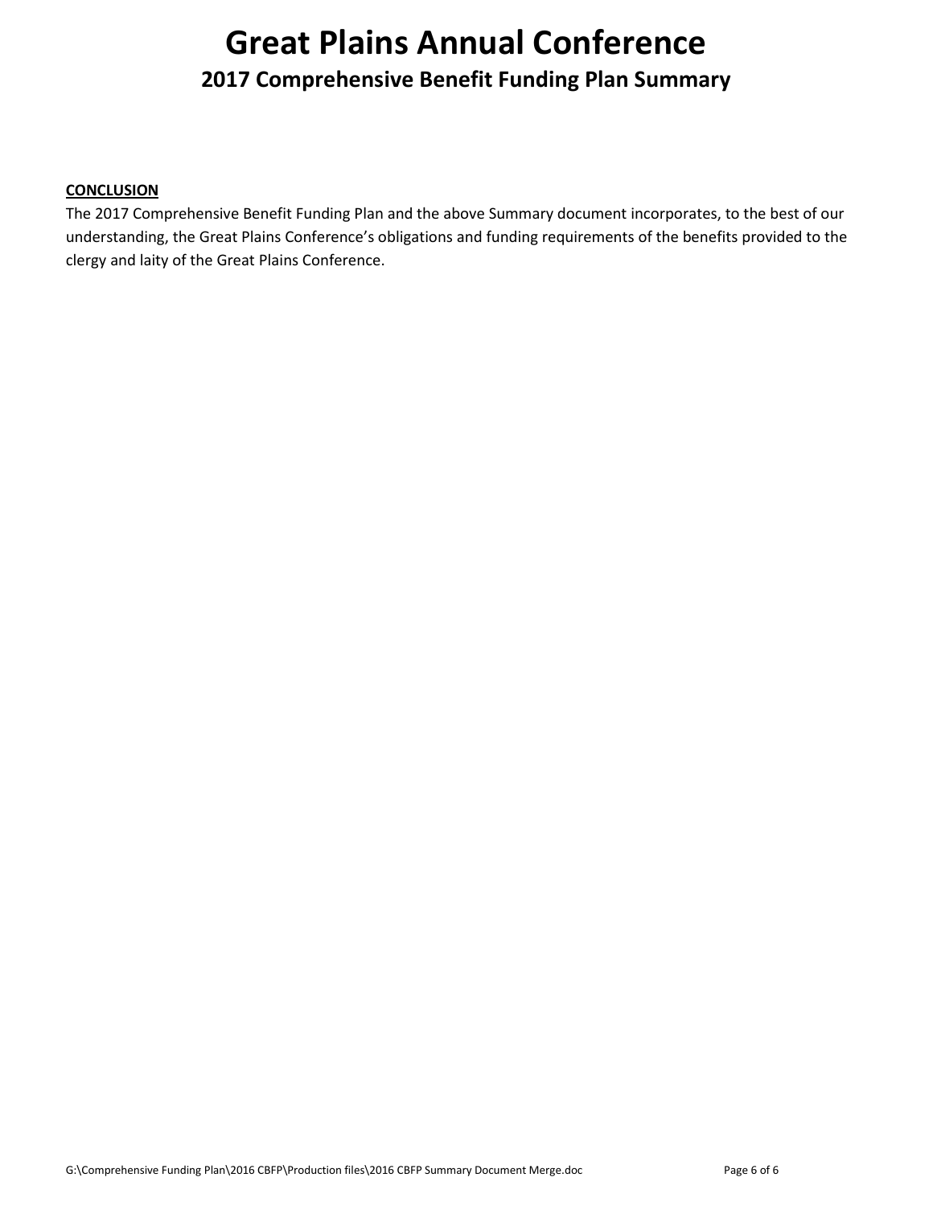# Great Plains Annual Conference

## 2017 Comprehensive Benefit Funding Plan Summary

**CONCLUSION**

The 2017 Comprehensive Benefit Funding Plan and the above Summary document incorporates, to the best of our understanding, the Great Plains Conference's obligations and funding requirements of the benefits provided to the clergy and laity of the Great Plains Conference.